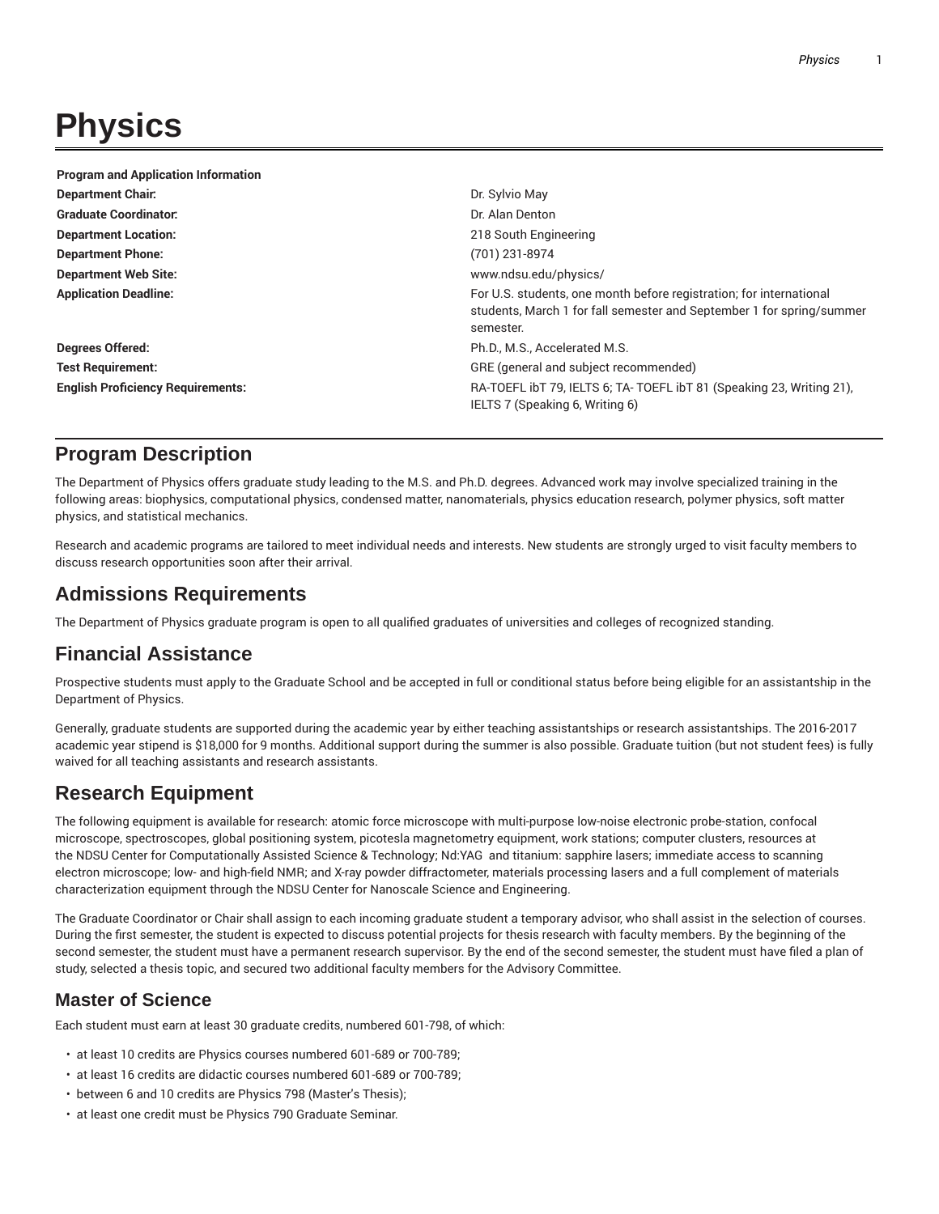# Physics

| Program and Application Information | |
|---|---|
| **Department Chair:** | Dr. Sylvio May |
| **Graduate Coordinator:** | Dr. Alan Denton |
| **Department Location:** | 218 South Engineering |
| **Department Phone:** | (701) 231-8974 |
| **Department Web Site:** | www.ndsu.edu/physics/ |
| **Application Deadline:** | For U.S. students, one month before registration; for international students, March 1 for fall semester and September 1 for spring/summer semester. |
| **Degrees Offered:** | Ph.D., M.S., Accelerated M.S. |
| **Test Requirement:** | GRE (general and subject recommended) |
| **English Proficiency Requirements:** | RA-TOEFL ibT 79, IELTS 6; TA- TOEFL ibT 81 (Speaking 23, Writing 21), IELTS 7 (Speaking 6, Writing 6) |

## Program Description

The Department of Physics offers graduate study leading to the M.S. and Ph.D. degrees. Advanced work may involve specialized training in the following areas: biophysics, computational physics, condensed matter, nanomaterials, physics education research, polymer physics, soft matter physics, and statistical mechanics.

Research and academic programs are tailored to meet individual needs and interests. New students are strongly urged to visit faculty members to discuss research opportunities soon after their arrival.

## Admissions Requirements

The Department of Physics graduate program is open to all qualified graduates of universities and colleges of recognized standing.

## Financial Assistance

Prospective students must apply to the Graduate School and be accepted in full or conditional status before being eligible for an assistantship in the Department of Physics.

Generally, graduate students are supported during the academic year by either teaching assistantships or research assistantships. The 2016-2017 academic year stipend is $18,000 for 9 months. Additional support during the summer is also possible. Graduate tuition (but not student fees) is fully waived for all teaching assistants and research assistants.

## Research Equipment

The following equipment is available for research: atomic force microscope with multi-purpose low-noise electronic probe-station, confocal microscope, spectroscopes, global positioning system, picotesla magnetometry equipment, work stations; computer clusters, resources at the NDSU Center for Computationally Assisted Science & Technology; Nd:YAG and titanium: sapphire lasers; immediate access to scanning electron microscope; low- and high-field NMR; and X-ray powder diffractometer, materials processing lasers and a full complement of materials characterization equipment through the NDSU Center for Nanoscale Science and Engineering.

The Graduate Coordinator or Chair shall assign to each incoming graduate student a temporary advisor, who shall assist in the selection of courses. During the first semester, the student is expected to discuss potential projects for thesis research with faculty members. By the beginning of the second semester, the student must have a permanent research supervisor. By the end of the second semester, the student must have filed a plan of study, selected a thesis topic, and secured two additional faculty members for the Advisory Committee.

### Master of Science

Each student must earn at least 30 graduate credits, numbered 601-798, of which:

- at least 10 credits are Physics courses numbered 601-689 or 700-789;
- at least 16 credits are didactic courses numbered 601-689 or 700-789;
- between 6 and 10 credits are Physics 798 (Master's Thesis);
- at least one credit must be Physics 790 Graduate Seminar.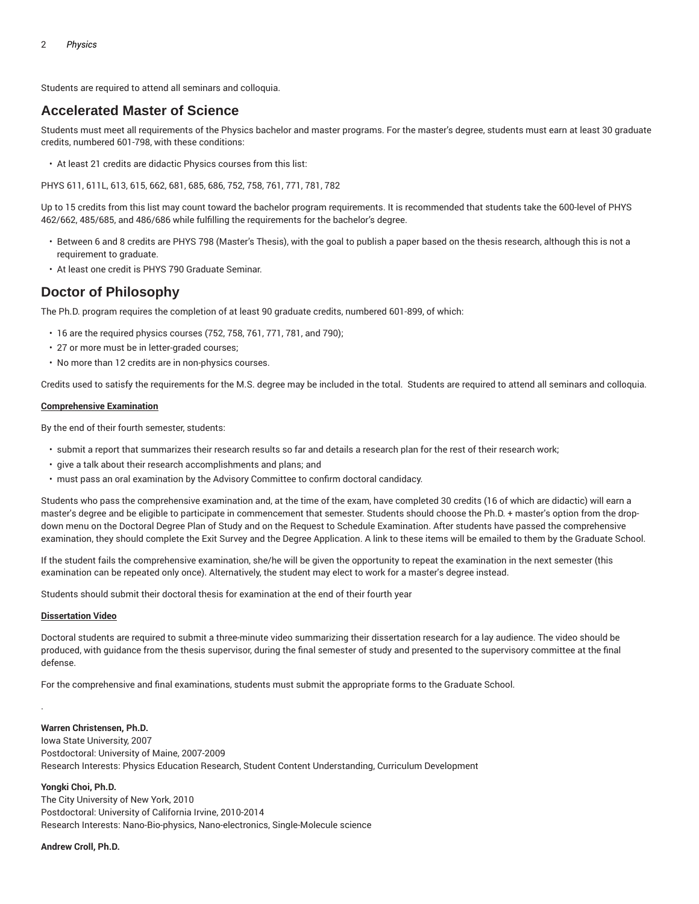Students are required to attend all seminars and colloquia.

## Accelerated Master of Science

Students must meet all requirements of the Physics bachelor and master programs. For the master's degree, students must earn at least 30 graduate credits, numbered 601-798, with these conditions:

- At least 21 credits are didactic Physics courses from this list:

PHYS 611, 611L, 613, 615, 662, 681, 685, 686, 752, 758, 761, 771, 781, 782

Up to 15 credits from this list may count toward the bachelor program requirements. It is recommended that students take the 600-level of PHYS 462/662, 485/685, and 486/686 while fulfilling the requirements for the bachelor's degree.

- Between 6 and 8 credits are PHYS 798 (Master's Thesis), with the goal to publish a paper based on the thesis research, although this is not a requirement to graduate.
- At least one credit is PHYS 790 Graduate Seminar.

## Doctor of Philosophy

The Ph.D. program requires the completion of at least 90 graduate credits, numbered 601-899, of which:

- 16 are the required physics courses (752, 758, 761, 771, 781, and 790);
- 27 or more must be in letter-graded courses;
- No more than 12 credits are in non-physics courses.

Credits used to satisfy the requirements for the M.S. degree may be included in the total. Students are required to attend all seminars and colloquia.

**Comprehensive Examination**

By the end of their fourth semester, students:

- submit a report that summarizes their research results so far and details a research plan for the rest of their research work;
- give a talk about their research accomplishments and plans; and
- must pass an oral examination by the Advisory Committee to confirm doctoral candidacy.

Students who pass the comprehensive examination and, at the time of the exam, have completed 30 credits (16 of which are didactic) will earn a master's degree and be eligible to participate in commencement that semester. Students should choose the Ph.D. + master's option from the drop-down menu on the Doctoral Degree Plan of Study and on the Request to Schedule Examination. After students have passed the comprehensive examination, they should complete the Exit Survey and the Degree Application. A link to these items will be emailed to them by the Graduate School.

If the student fails the comprehensive examination, she/he will be given the opportunity to repeat the examination in the next semester (this examination can be repeated only once). Alternatively, the student may elect to work for a master's degree instead.

Students should submit their doctoral thesis for examination at the end of their fourth year

**Dissertation Video**

Doctoral students are required to submit a three-minute video summarizing their dissertation research for a lay audience. The video should be produced, with guidance from the thesis supervisor, during the final semester of study and presented to the supervisory committee at the final defense.

For the comprehensive and final examinations, students must submit the appropriate forms to the Graduate School.

.

**Warren Christensen, Ph.D.**
Iowa State University, 2007
Postdoctoral: University of Maine, 2007-2009
Research Interests: Physics Education Research, Student Content Understanding, Curriculum Development

**Yongki Choi, Ph.D.**
The City University of New York, 2010
Postdoctoral: University of California Irvine, 2010-2014
Research Interests: Nano-Bio-physics, Nano-electronics, Single-Molecule science

**Andrew Croll, Ph.D.**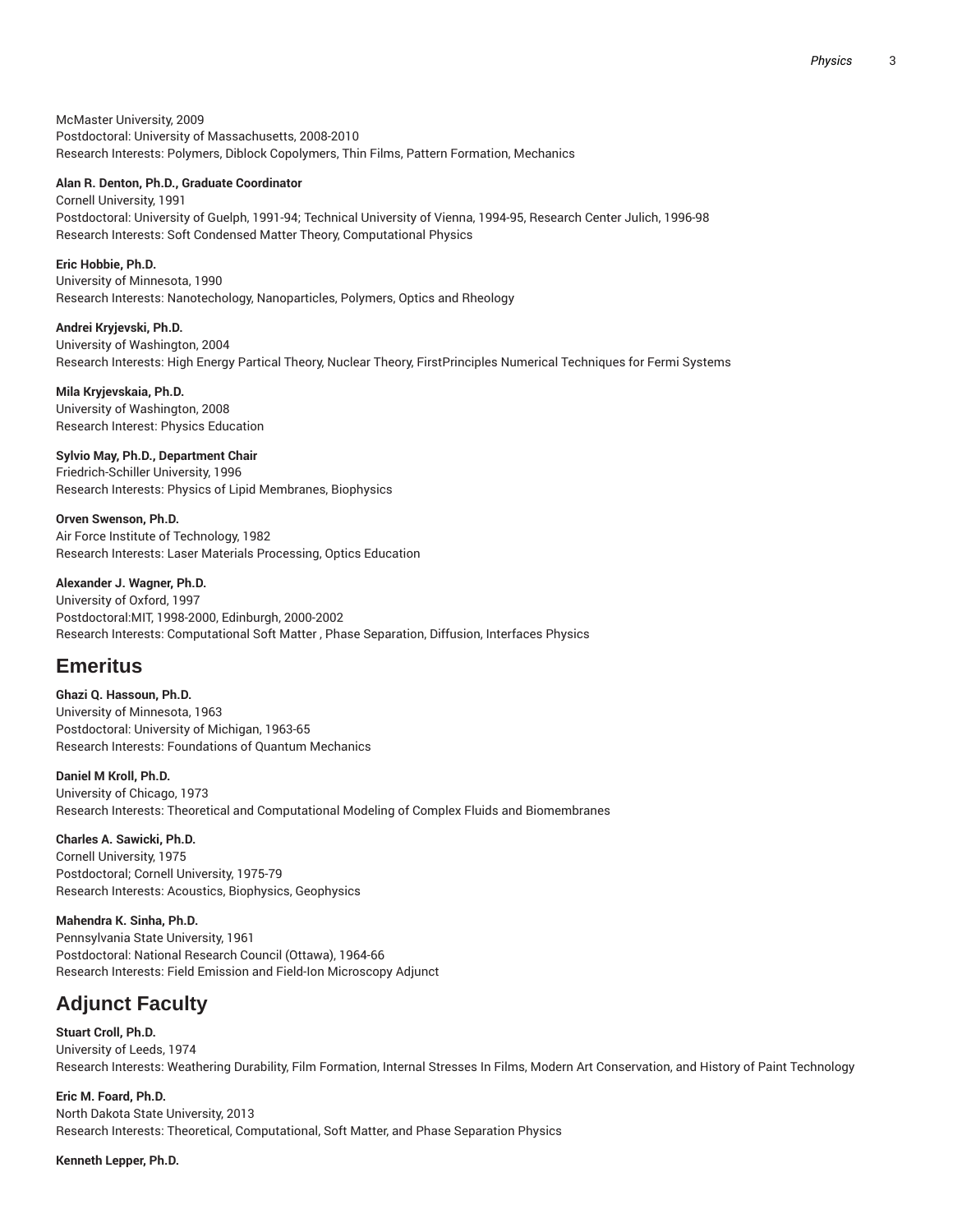McMaster University, 2009
Postdoctoral: University of Massachusetts, 2008-2010
Research Interests: Polymers, Diblock Copolymers, Thin Films, Pattern Formation, Mechanics

**Alan R. Denton, Ph.D., Graduate Coordinator**
Cornell University, 1991
Postdoctoral: University of Guelph, 1991-94; Technical University of Vienna, 1994-95, Research Center Julich, 1996-98
Research Interests: Soft Condensed Matter Theory, Computational Physics

**Eric Hobbie, Ph.D.**
University of Minnesota, 1990
Research Interests: Nanotechology, Nanoparticles, Polymers, Optics and Rheology

**Andrei Kryjevski, Ph.D.**
University of Washington, 2004
Research Interests: High Energy Partical Theory, Nuclear Theory, FirstPrinciples Numerical Techniques for Fermi Systems

**Mila Kryjevskaia, Ph.D.**
University of Washington, 2008
Research Interest: Physics Education

**Sylvio May, Ph.D., Department Chair**
Friedrich-Schiller University, 1996
Research Interests: Physics of Lipid Membranes, Biophysics

**Orven Swenson, Ph.D.**
Air Force Institute of Technology, 1982
Research Interests: Laser Materials Processing, Optics Education

**Alexander J. Wagner, Ph.D.**
University of Oxford, 1997
Postdoctoral:MIT, 1998-2000, Edinburgh, 2000-2002
Research Interests: Computational Soft Matter , Phase Separation, Diffusion, Interfaces Physics

## Emeritus

**Ghazi Q. Hassoun, Ph.D.**
University of Minnesota, 1963
Postdoctoral: University of Michigan, 1963-65
Research Interests: Foundations of Quantum Mechanics

**Daniel M Kroll, Ph.D.**
University of Chicago, 1973
Research Interests: Theoretical and Computational Modeling of Complex Fluids and Biomembranes

**Charles A. Sawicki, Ph.D.**
Cornell University, 1975
Postdoctoral; Cornell University, 1975-79
Research Interests: Acoustics, Biophysics, Geophysics

**Mahendra K. Sinha, Ph.D.**
Pennsylvania State University, 1961
Postdoctoral: National Research Council (Ottawa), 1964-66
Research Interests: Field Emission and Field-Ion Microscopy Adjunct

## Adjunct Faculty

**Stuart Croll, Ph.D.**
University of Leeds, 1974
Research Interests: Weathering Durability, Film Formation, Internal Stresses In Films, Modern Art Conservation, and History of Paint Technology

**Eric M. Foard, Ph.D.**
North Dakota State University, 2013
Research Interests: Theoretical, Computational, Soft Matter, and Phase Separation Physics

**Kenneth Lepper, Ph.D.**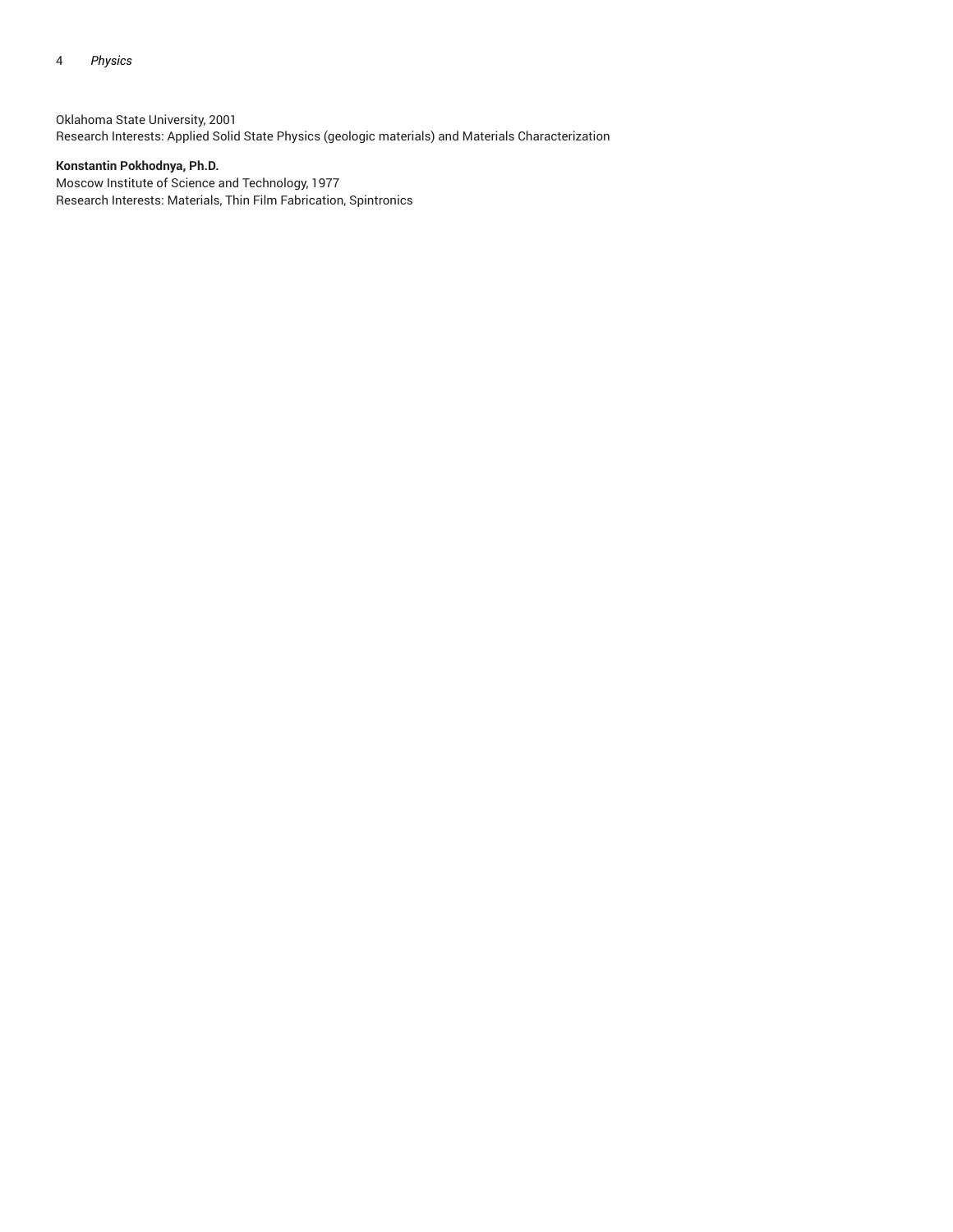Oklahoma State University, 2001
Research Interests: Applied Solid State Physics (geologic materials) and Materials Characterization

**Konstantin Pokhodnya, Ph.D.**
Moscow Institute of Science and Technology, 1977
Research Interests: Materials, Thin Film Fabrication, Spintronics